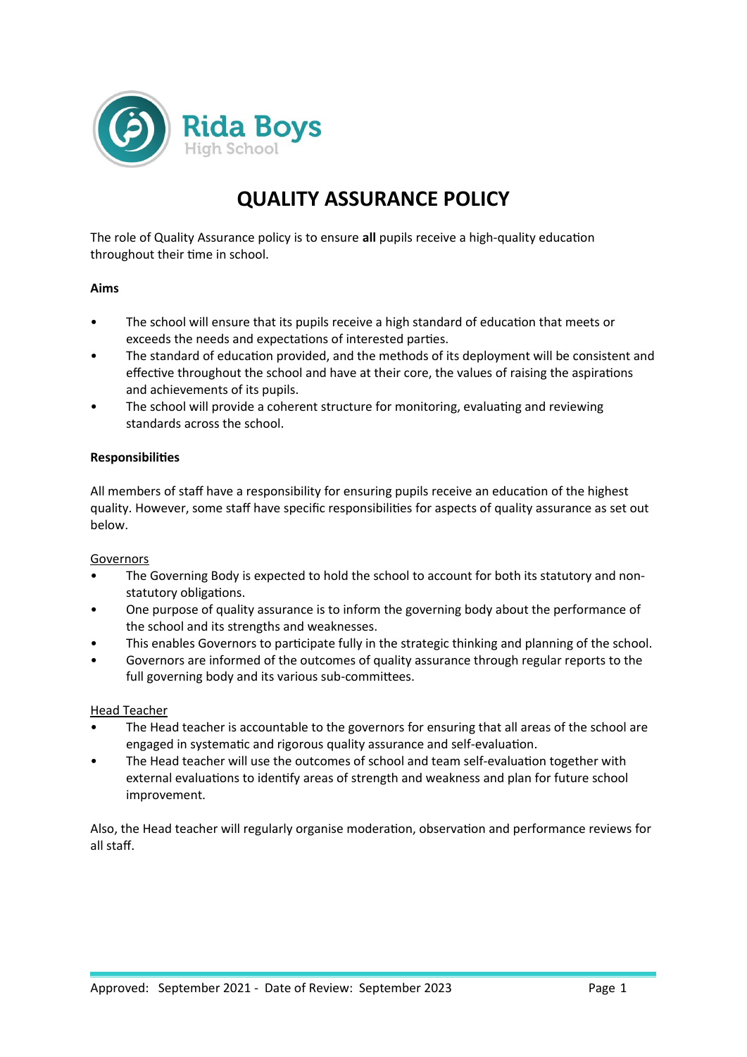Rida Boys
High School

# QUALITY ASSURANCE POLICY

The role of Quality Assurance policy is to ensure **all** pupils receive a high-quality education throughout their time in school.

**Aims**

- The school will ensure that its pupils receive a high standard of education that meets or exceeds the needs and expectations of interested parties.
- The standard of education provided, and the methods of its deployment will be consistent and effective throughout the school and have at their core, the values of raising the aspirations and achievements of its pupils.
- The school will provide a coherent structure for monitoring, evaluating and reviewing standards across the school.

**Responsibilities**

All members of staff have a responsibility for ensuring pupils receive an education of the highest quality. However, some staff have specific responsibilities for aspects of quality assurance as set out below.

<u>Governors</u>

- The Governing Body is expected to hold the school to account for both its statutory and non-statutory obligations.
- One purpose of quality assurance is to inform the governing body about the performance of the school and its strengths and weaknesses.
- This enables Governors to participate fully in the strategic thinking and planning of the school.
- Governors are informed of the outcomes of quality assurance through regular reports to the full governing body and its various sub-committees.

<u>Head Teacher</u>

- The Head teacher is accountable to the governors for ensuring that all areas of the school are engaged in systematic and rigorous quality assurance and self-evaluation.
- The Head teacher will use the outcomes of school and team self-evaluation together with external evaluations to identify areas of strength and weakness and plan for future school improvement.

Also, the Head teacher will regularly organise moderation, observation and performance reviews for all staff.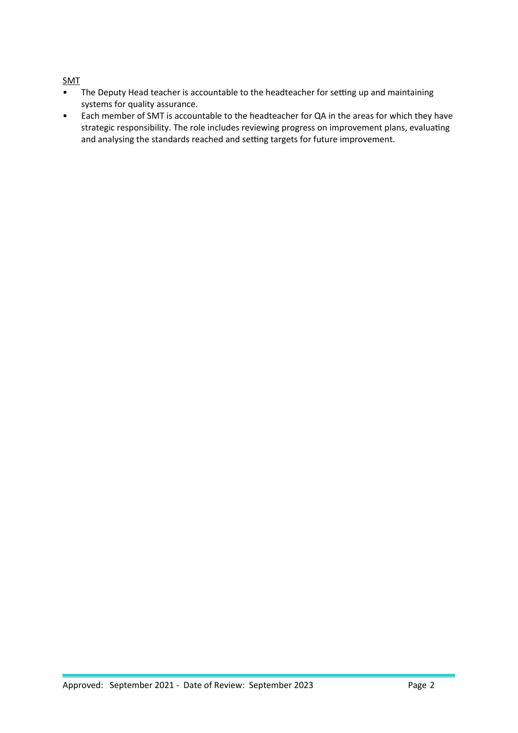<u>SMT</u>

- The Deputy Head teacher is accountable to the headteacher for setting up and maintaining systems for quality assurance.
- Each member of SMT is accountable to the headteacher for QA in the areas for which they have strategic responsibility. The role includes reviewing progress on improvement plans, evaluating and analysing the standards reached and setting targets for future improvement.